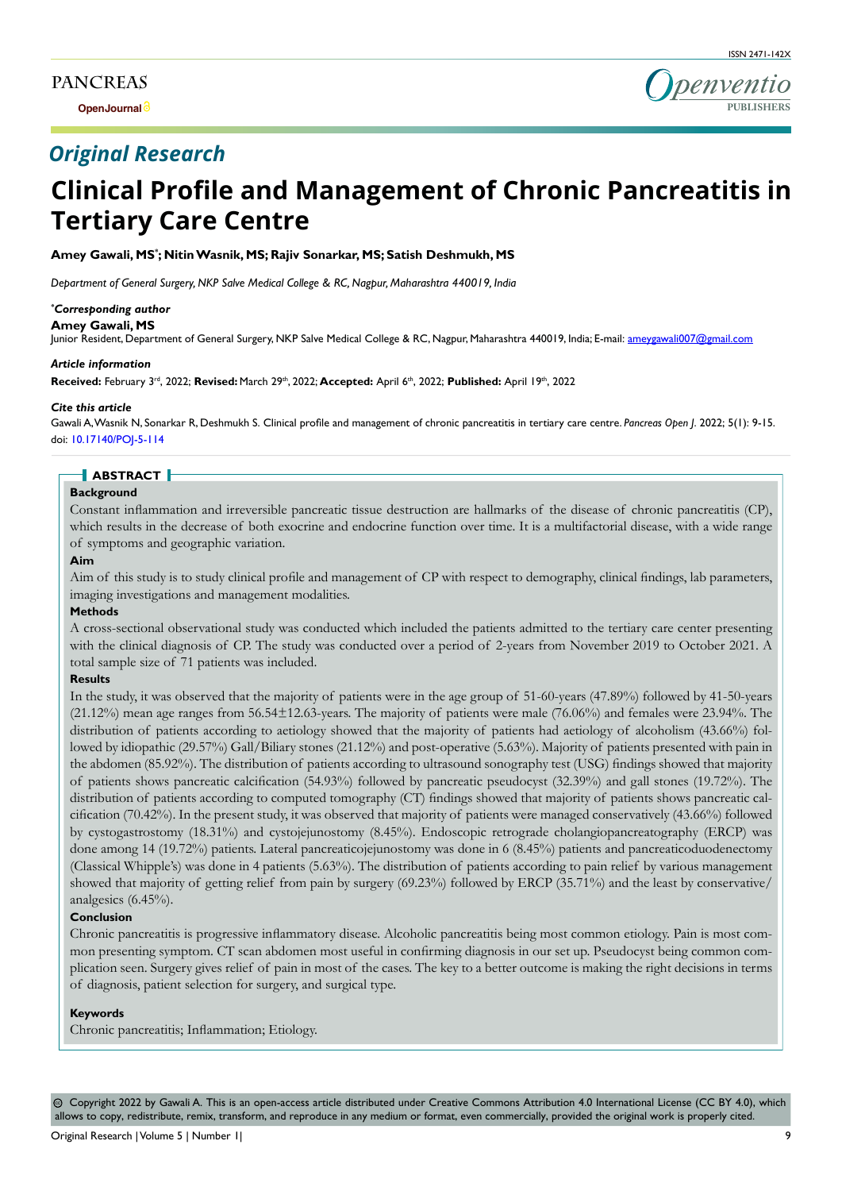PANCREAS

OpenJournal

ISSN 2471-142X

Openventio PUBLISHERS

*Original Research*

# Clinical Profile and Management of Chronic Pancreatitis in Tertiary Care Centre

**Amey Gawali, MS*; Nitin Wasnik, MS; Rajiv Sonarkar, MS; Satish Deshmukh, MS**

*Department of General Surgery, NKP Salve Medical College & RC, Nagpur, Maharashtra 440019, India*

***Corresponding author***

**Amey Gawali, MS**

Junior Resident, Department of General Surgery, NKP Salve Medical College & RC, Nagpur, Maharashtra 440019, India; E-mail: ameygawali007@gmail.com

***Article information***

**Received:** February 3rd, 2022; **Revised:** March 29th, 2022; **Accepted:** April 6th, 2022; **Published:** April 19th, 2022

***Cite this article***

Gawali A, Wasnik N, Sonarkar R, Deshmukh S. Clinical profile and management of chronic pancreatitis in tertiary care centre. *Pancreas Open J*. 2022; 5(1): 9-15. doi: 10.17140/POJ-5-114

## ABSTRACT

### Background

Constant inflammation and irreversible pancreatic tissue destruction are hallmarks of the disease of chronic pancreatitis (CP), which results in the decrease of both exocrine and endocrine function over time. It is a multifactorial disease, with a wide range of symptoms and geographic variation.

### Aim

Aim of this study is to study clinical profile and management of CP with respect to demography, clinical findings, lab parameters, imaging investigations and management modalities.

### Methods

A cross-sectional observational study was conducted which included the patients admitted to the tertiary care center presenting with the clinical diagnosis of CP. The study was conducted over a period of 2-years from November 2019 to October 2021. A total sample size of 71 patients was included.

### Results

In the study, it was observed that the majority of patients were in the age group of 51-60-years (47.89%) followed by 41-50-years (21.12%) mean age ranges from 56.54±12.63-years. The majority of patients were male (76.06%) and females were 23.94%. The distribution of patients according to aetiology showed that the majority of patients had aetiology of alcoholism (43.66%) followed by idiopathic (29.57%) Gall/Biliary stones (21.12%) and post-operative (5.63%). Majority of patients presented with pain in the abdomen (85.92%). The distribution of patients according to ultrasound sonography test (USG) findings showed that majority of patients shows pancreatic calcification (54.93%) followed by pancreatic pseudocyst (32.39%) and gall stones (19.72%). The distribution of patients according to computed tomography (CT) findings showed that majority of patients shows pancreatic calcification (70.42%). In the present study, it was observed that majority of patients were managed conservatively (43.66%) followed by cystogastrostomy (18.31%) and cystojejunostomy (8.45%). Endoscopic retrograde cholangiopancreatography (ERCP) was done among 14 (19.72%) patients. Lateral pancreaticojejunostomy was done in 6 (8.45%) patients and pancreaticoduodenectomy (Classical Whipple's) was done in 4 patients (5.63%). The distribution of patients according to pain relief by various management showed that majority of getting relief from pain by surgery (69.23%) followed by ERCP (35.71%) and the least by conservative/analgesics (6.45%).

### Conclusion

Chronic pancreatitis is progressive inflammatory disease. Alcoholic pancreatitis being most common etiology. Pain is most common presenting symptom. CT scan abdomen most useful in confirming diagnosis in our set up. Pseudocyst being common complication seen. Surgery gives relief of pain in most of the cases. The key to a better outcome is making the right decisions in terms of diagnosis, patient selection for surgery, and surgical type.

### Keywords

Chronic pancreatitis; Inflammation; Etiology.

© Copyright 2022 by Gawali A. This is an open-access article distributed under Creative Commons Attribution 4.0 International License (CC BY 4.0), which allows to copy, redistribute, remix, transform, and reproduce in any medium or format, even commercially, provided the original work is properly cited.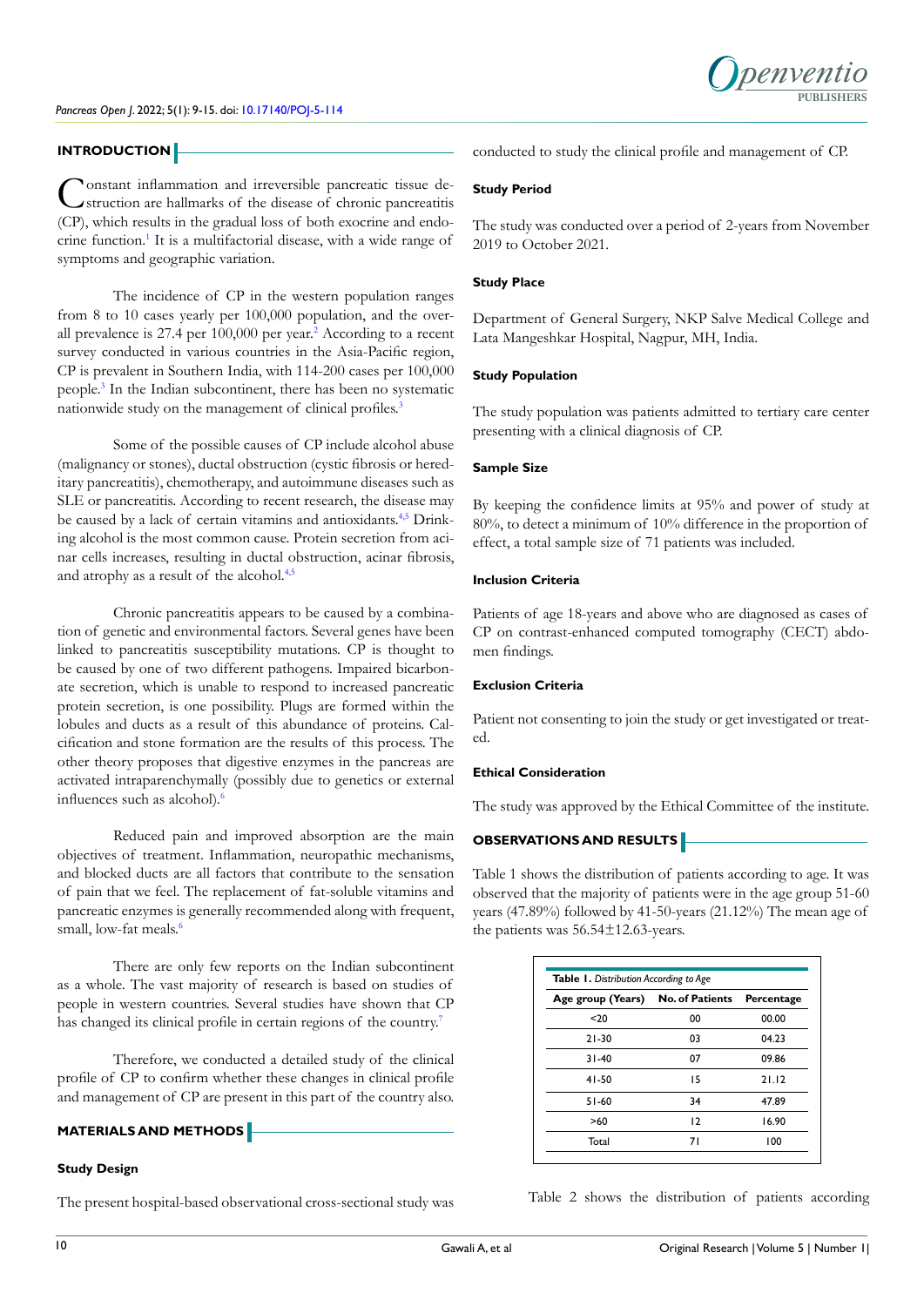## INTRODUCTION

Constant inflammation and irreversible pancreatic tissue destruction are hallmarks of the disease of chronic pancreatitis (CP), which results in the gradual loss of both exocrine and endocrine function.[1] It is a multifactorial disease, with a wide range of symptoms and geographic variation.

The incidence of CP in the western population ranges from 8 to 10 cases yearly per 100,000 population, and the overall prevalence is 27.4 per 100,000 per year.[2] According to a recent survey conducted in various countries in the Asia-Pacific region, CP is prevalent in Southern India, with 114-200 cases per 100,000 people.[3] In the Indian subcontinent, there has been no systematic nationwide study on the management of clinical profiles.[3]

Some of the possible causes of CP include alcohol abuse (malignancy or stones), ductal obstruction (cystic fibrosis or hereditary pancreatitis), chemotherapy, and autoimmune diseases such as SLE or pancreatitis. According to recent research, the disease may be caused by a lack of certain vitamins and antioxidants.[4,5] Drinking alcohol is the most common cause. Protein secretion from acinar cells increases, resulting in ductal obstruction, acinar fibrosis, and atrophy as a result of the alcohol.[4,5]

Chronic pancreatitis appears to be caused by a combination of genetic and environmental factors. Several genes have been linked to pancreatitis susceptibility mutations. CP is thought to be caused by one of two different pathogens. Impaired bicarbonate secretion, which is unable to respond to increased pancreatic protein secretion, is one possibility. Plugs are formed within the lobules and ducts as a result of this abundance of proteins. Calcification and stone formation are the results of this process. The other theory proposes that digestive enzymes in the pancreas are activated intraparenchymally (possibly due to genetics or external influences such as alcohol).[6]

Reduced pain and improved absorption are the main objectives of treatment. Inflammation, neuropathic mechanisms, and blocked ducts are all factors that contribute to the sensation of pain that we feel. The replacement of fat-soluble vitamins and pancreatic enzymes is generally recommended along with frequent, small, low-fat meals.[6]

There are only few reports on the Indian subcontinent as a whole. The vast majority of research is based on studies of people in western countries. Several studies have shown that CP has changed its clinical profile in certain regions of the country.[7]

Therefore, we conducted a detailed study of the clinical profile of CP to confirm whether these changes in clinical profile and management of CP are present in this part of the country also.

## MATERIALS AND METHODS

### Study Design

The present hospital-based observational cross-sectional study was conducted to study the clinical profile and management of CP.

### Study Period

The study was conducted over a period of 2-years from November 2019 to October 2021.

### Study Place

Department of General Surgery, NKP Salve Medical College and Lata Mangeshkar Hospital, Nagpur, MH, India.

### Study Population

The study population was patients admitted to tertiary care center presenting with a clinical diagnosis of CP.

### Sample Size

By keeping the confidence limits at 95% and power of study at 80%, to detect a minimum of 10% difference in the proportion of effect, a total sample size of 71 patients was included.

### Inclusion Criteria

Patients of age 18-years and above who are diagnosed as cases of CP on contrast-enhanced computed tomography (CECT) abdomen findings.

### Exclusion Criteria

Patient not consenting to join the study or get investigated or treated.

### Ethical Consideration

The study was approved by the Ethical Committee of the institute.

## OBSERVATIONS AND RESULTS

Table 1 shows the distribution of patients according to age. It was observed that the majority of patients were in the age group 51-60 years (47.89%) followed by 41-50-years (21.12%) The mean age of the patients was 56.54±12.63-years.

**Table 1.** *Distribution According to Age*

| Age group (Years) | No. of Patients | Percentage |
|---|---|---|
| <20 | 00 | 00.00 |
| 21-30 | 03 | 04.23 |
| 31-40 | 07 | 09.86 |
| 41-50 | 15 | 21.12 |
| 51-60 | 34 | 47.89 |
| >60 | 12 | 16.90 |
| Total | 71 | 100 |

Table 2 shows the distribution of patients according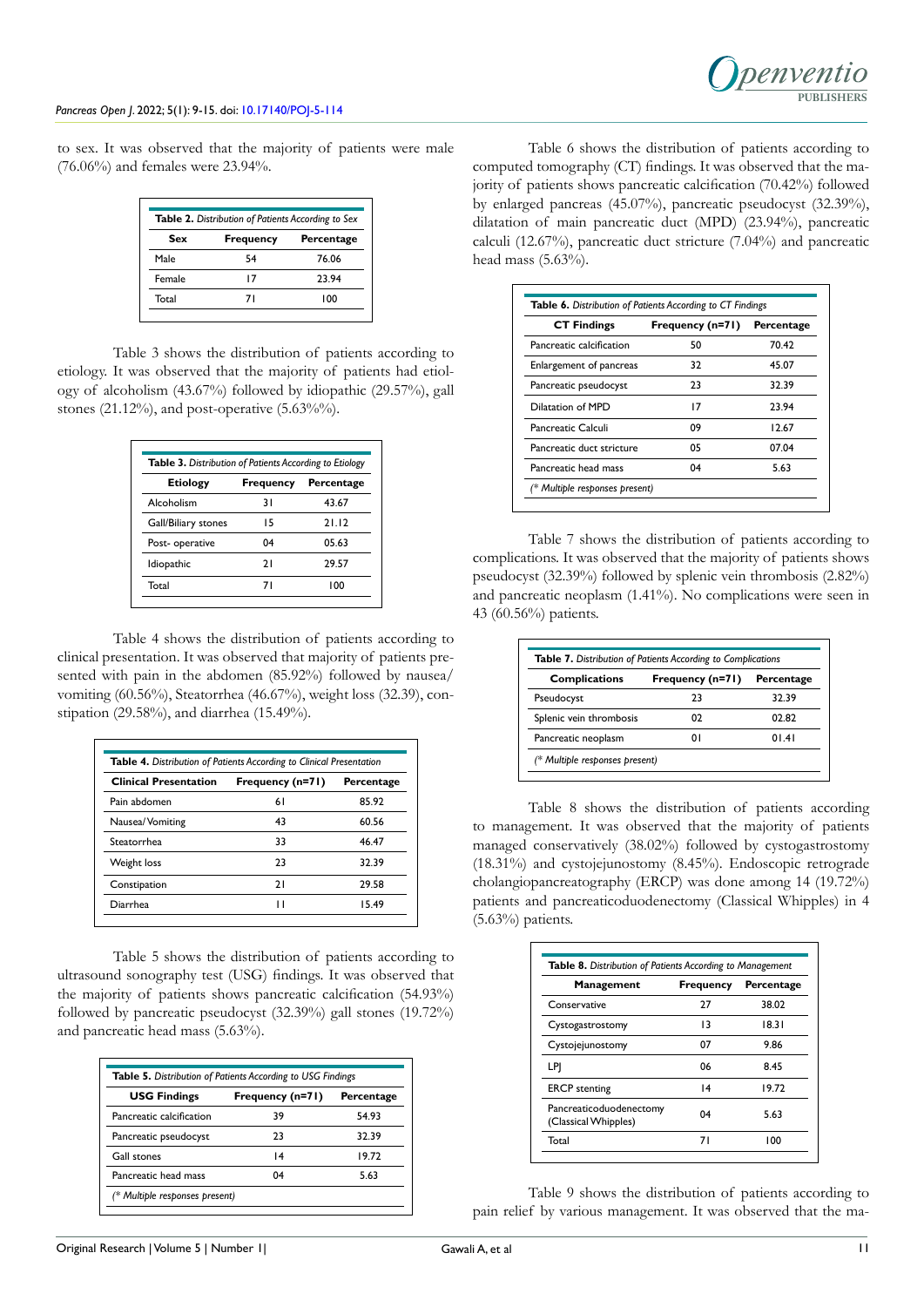to sex. It was observed that the majority of patients were male (76.06%) and females were 23.94%.

| **Table 2.** *Distribution of Patients According to Sex* | | |
|---|---|---|
| **Sex** | **Frequency** | **Percentage** |
| Male | 54 | 76.06 |
| Female | 17 | 23.94 |
| Total | 71 | 100 |

Table 3 shows the distribution of patients according to etiology. It was observed that the majority of patients had etiology of alcoholism (43.67%) followed by idiopathic (29.57%), gall stones (21.12%), and post-operative (5.63%%).

| **Table 3.** *Distribution of Patients According to Etiology* | | |
|---|---|---|
| **Etiology** | **Frequency** | **Percentage** |
| Alcoholism | 31 | 43.67 |
| Gall/Biliary stones | 15 | 21.12 |
| Post- operative | 04 | 05.63 |
| Idiopathic | 21 | 29.57 |
| Total | 71 | 100 |

Table 4 shows the distribution of patients according to clinical presentation. It was observed that majority of patients presented with pain in the abdomen (85.92%) followed by nausea/vomiting (60.56%), Steatorrhea (46.67%), weight loss (32.39), constipation (29.58%), and diarrhea (15.49%).

| **Table 4.** *Distribution of Patients According to Clinical Presentation* | | |
|---|---|---|
| **Clinical Presentation** | **Frequency (n=71)** | **Percentage** |
| Pain abdomen | 61 | 85.92 |
| Nausea/ Vomiting | 43 | 60.56 |
| Steatorrhea | 33 | 46.47 |
| Weight loss | 23 | 32.39 |
| Constipation | 21 | 29.58 |
| Diarrhea | 11 | 15.49 |

Table 5 shows the distribution of patients according to ultrasound sonography test (USG) findings. It was observed that the majority of patients shows pancreatic calcification (54.93%) followed by pancreatic pseudocyst (32.39%) gall stones (19.72%) and pancreatic head mass (5.63%).

| **Table 5.** *Distribution of Patients According to USG Findings* | | |
|---|---|---|
| **USG Findings** | **Frequency (n=71)** | **Percentage** |
| Pancreatic calcification | 39 | 54.93 |
| Pancreatic pseudocyst | 23 | 32.39 |
| Gall stones | 14 | 19.72 |
| Pancreatic head mass | 04 | 5.63 |
| *(\* Multiple responses present)* | | |

Table 6 shows the distribution of patients according to computed tomography (CT) findings. It was observed that the majority of patients shows pancreatic calcification (70.42%) followed by enlarged pancreas (45.07%), pancreatic pseudocyst (32.39%), dilatation of main pancreatic duct (MPD) (23.94%), pancreatic calculi (12.67%), pancreatic duct stricture (7.04%) and pancreatic head mass (5.63%).

| **Table 6.** *Distribution of Patients According to CT Findings* | | |
|---|---|---|
| **CT Findings** | **Frequency (n=71)** | **Percentage** |
| Pancreatic calcification | 50 | 70.42 |
| Enlargement of pancreas | 32 | 45.07 |
| Pancreatic pseudocyst | 23 | 32.39 |
| Dilatation of MPD | 17 | 23.94 |
| Pancreatic Calculi | 09 | 12.67 |
| Pancreatic duct stricture | 05 | 07.04 |
| Pancreatic head mass | 04 | 5.63 |
| *(\* Multiple responses present)* | | |

Table 7 shows the distribution of patients according to complications. It was observed that the majority of patients shows pseudocyst (32.39%) followed by splenic vein thrombosis (2.82%) and pancreatic neoplasm (1.41%). No complications were seen in 43 (60.56%) patients.

| **Table 7.** *Distribution of Patients According to Complications* | | |
|---|---|---|
| **Complications** | **Frequency (n=71)** | **Percentage** |
| Pseudocyst | 23 | 32.39 |
| Splenic vein thrombosis | 02 | 02.82 |
| Pancreatic neoplasm | 01 | 01.41 |
| *(\* Multiple responses present)* | | |

Table 8 shows the distribution of patients according to management. It was observed that the majority of patients managed conservatively (38.02%) followed by cystogastrostomy (18.31%) and cystojejunostomy (8.45%). Endoscopic retrograde cholangiopancreatography (ERCP) was done among 14 (19.72%) patients and pancreaticoduodenectomy (Classical Whipples) in 4 (5.63%) patients.

| **Table 8.** *Distribution of Patients According to Management* | | |
|---|---|---|
| **Management** | **Frequency** | **Percentage** |
| Conservative | 27 | 38.02 |
| Cystogastrostomy | 13 | 18.31 |
| Cystojejunostomy | 07 | 9.86 |
| LPJ | 06 | 8.45 |
| ERCP stenting | 14 | 19.72 |
| Pancreaticoduodenectomy (Classical Whipples) | 04 | 5.63 |
| Total | 71 | 100 |

Table 9 shows the distribution of patients according to pain relief by various management. It was observed that the ma-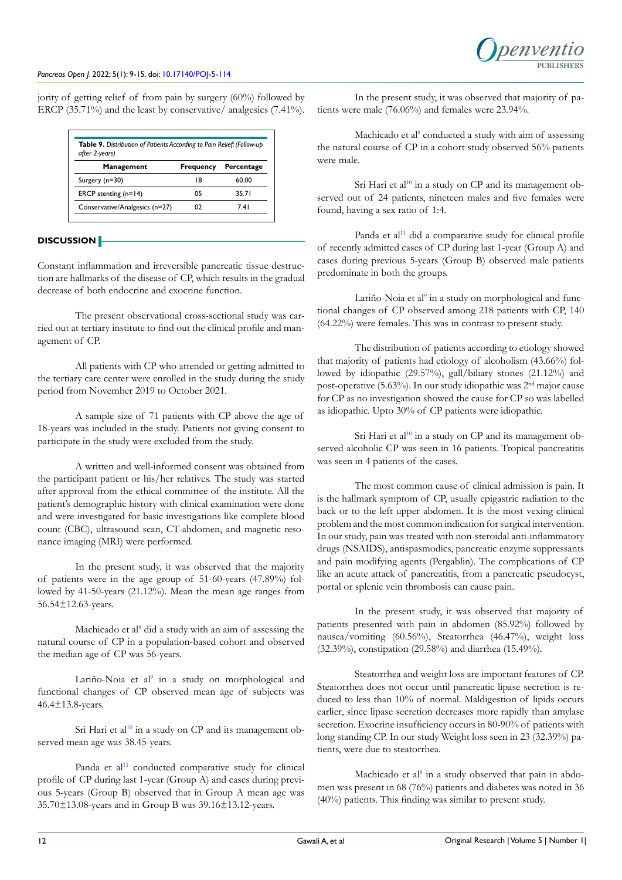jority of getting relief of from pain by surgery (60%) followed by ERCP (35.71%) and the least by conservative/ analgesics (7.41%).

**Table 9.** *Distribution of Patients According to Pain Relief: (Follow-up after 2-years)*

| Management | Frequency | Percentage |
|---|---|---|
| Surgery (n=30) | 18 | 60.00 |
| ERCP stenting (n=14) | 05 | 35.71 |
| Conservative/Analgesics (n=27) | 02 | 7.41 |

## DISCUSSION

Constant inflammation and irreversible pancreatic tissue destruction are hallmarks of the disease of CP, which results in the gradual decrease of both endocrine and exocrine function.

The present observational cross-sectional study was carried out at tertiary institute to find out the clinical profile and management of CP.

All patients with CP who attended or getting admitted to the tertiary care center were enrolled in the study during the study period from November 2019 to October 2021.

A sample size of 71 patients with CP above the age of 18-years was included in the study. Patients not giving consent to participate in the study were excluded from the study.

A written and well-informed consent was obtained from the participant patient or his/her relatives. The study was started after approval from the ethical committee of the institute. All the patient's demographic history with clinical examination were done and were investigated for basic investigations like complete blood count (CBC), ultrasound scan, CT-abdomen, and magnetic resonance imaging (MRI) were performed.

In the present study, it was observed that the majority of patients were in the age group of 51-60-years (47.89%) followed by 41-50-years (21.12%). Mean the mean age ranges from 56.54±12.63-years.

Machicado et al[8] did a study with an aim of assessing the natural course of CP in a population-based cohort and observed the median age of CP was 56-years.

Lariño-Noia et al[9] in a study on morphological and functional changes of CP observed mean age of subjects was 46.4±13.8-years.

Sri Hari et al[10] in a study on CP and its management observed mean age was 38.45-years.

Panda et al[11] conducted comparative study for clinical profile of CP during last 1-year (Group A) and cases during previous 5-years (Group B) observed that in Group A mean age was 35.70±13.08-years and in Group B was 39.16±13.12-years.

In the present study, it was observed that majority of patients were male (76.06%) and females were 23.94%.

Machicado et al[8] conducted a study with aim of assessing the natural course of CP in a cohort study observed 56% patients were male.

Sri Hari et al[10] in a study on CP and its management observed out of 24 patients, nineteen males and five females were found, having a sex ratio of 1:4.

Panda et al[11] did a comparative study for clinical profile of recently admitted cases of CP during last 1-year (Group A) and cases during previous 5-years (Group B) observed male patients predominate in both the groups.

Lariño-Noia et al[9] in a study on morphological and functional changes of CP observed among 218 patients with CP, 140 (64.22%) were females. This was in contrast to present study.

The distribution of patients according to etiology showed that majority of patients had etiology of alcoholism (43.66%) followed by idiopathic (29.57%), gall/biliary stones (21.12%) and post-operative (5.63%). In our study idiopathic was 2nd major cause for CP as no investigation showed the cause for CP so was labelled as idiopathic. Upto 30% of CP patients were idiopathic.

Sri Hari et al[10] in a study on CP and its management observed alcoholic CP was seen in 16 patients. Tropical pancreatitis was seen in 4 patients of the cases.

The most common cause of clinical admission is pain. It is the hallmark symptom of CP, usually epigastric radiation to the back or to the left upper abdomen. It is the most vexing clinical problem and the most common indication for surgical intervention. In our study, pain was treated with non-steroidal anti-inflammatory drugs (NSAIDS), antispasmodics, pancreatic enzyme suppressants and pain modifying agents (Pergablin). The complications of CP like an acute attack of pancreatitis, from a pancreatic pseudocyst, portal or splenic vein thrombosis can cause pain.

In the present study, it was observed that majority of patients presented with pain in abdomen (85.92%) followed by nausea/vomiting (60.56%), Steatorrhea (46.47%), weight loss (32.39%), constipation (29.58%) and diarrhea (15.49%).

Steatorrhea and weight loss are important features of CP. Steatorrhea does not occur until pancreatic lipase secretion is reduced to less than 10% of normal. Maldigestion of lipids occurs earlier, since lipase secretion decreases more rapidly than amylase secretion. Exocrine insufficiency occurs in 80-90% of patients with long standing CP. In our study Weight loss seen in 23 (32.39%) patients, were due to steatorrhea.

Machicado et al[8] in a study observed that pain in abdomen was present in 68 (76%) patients and diabetes was noted in 36 (40%) patients. This finding was similar to present study.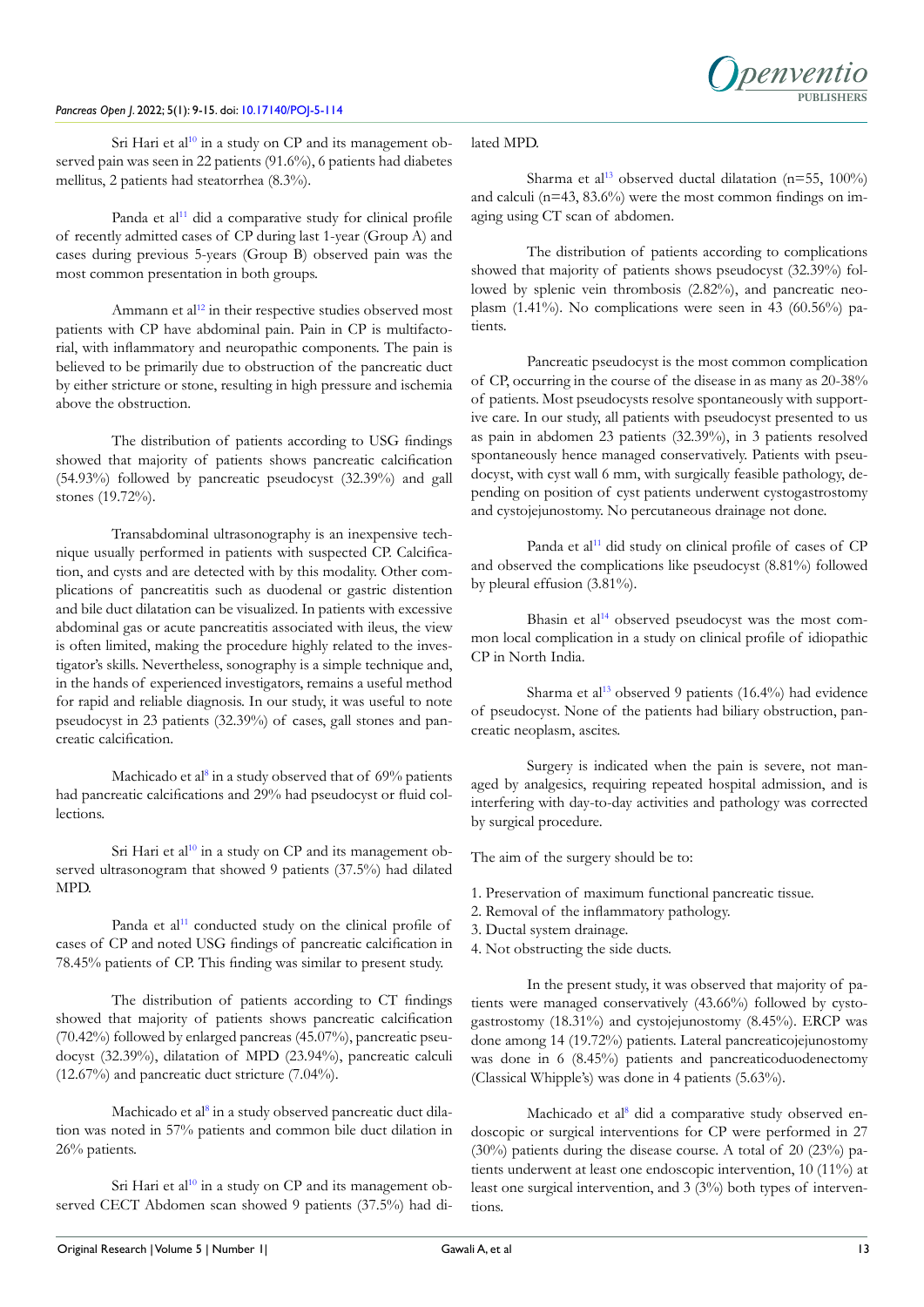Sri Hari et al[10] in a study on CP and its management observed pain was seen in 22 patients (91.6%), 6 patients had diabetes mellitus, 2 patients had steatorrhea (8.3%).

Panda et al[11] did a comparative study for clinical profile of recently admitted cases of CP during last 1-year (Group A) and cases during previous 5-years (Group B) observed pain was the most common presentation in both groups.

Ammann et al[12] in their respective studies observed most patients with CP have abdominal pain. Pain in CP is multifactorial, with inflammatory and neuropathic components. The pain is believed to be primarily due to obstruction of the pancreatic duct by either stricture or stone, resulting in high pressure and ischemia above the obstruction.

The distribution of patients according to USG findings showed that majority of patients shows pancreatic calcification (54.93%) followed by pancreatic pseudocyst (32.39%) and gall stones (19.72%).

Transabdominal ultrasonography is an inexpensive technique usually performed in patients with suspected CP. Calcification, and cysts and are detected with by this modality. Other complications of pancreatitis such as duodenal or gastric distention and bile duct dilatation can be visualized. In patients with excessive abdominal gas or acute pancreatitis associated with ileus, the view is often limited, making the procedure highly related to the investigator's skills. Nevertheless, sonography is a simple technique and, in the hands of experienced investigators, remains a useful method for rapid and reliable diagnosis. In our study, it was useful to note pseudocyst in 23 patients (32.39%) of cases, gall stones and pancreatic calcification.

Machicado et al[8] in a study observed that of 69% patients had pancreatic calcifications and 29% had pseudocyst or fluid collections.

Sri Hari et al[10] in a study on CP and its management observed ultrasonogram that showed 9 patients (37.5%) had dilated MPD.

Panda et al[11] conducted study on the clinical profile of cases of CP and noted USG findings of pancreatic calcification in 78.45% patients of CP. This finding was similar to present study.

The distribution of patients according to CT findings showed that majority of patients shows pancreatic calcification (70.42%) followed by enlarged pancreas (45.07%), pancreatic pseudocyst (32.39%), dilatation of MPD (23.94%), pancreatic calculi (12.67%) and pancreatic duct stricture (7.04%).

Machicado et al[8] in a study observed pancreatic duct dilatation was noted in 57% patients and common bile duct dilation in 26% patients.

Sri Hari et al[10] in a study on CP and its management observed CECT Abdomen scan showed 9 patients (37.5%) had dilated MPD.

Sharma et al[13] observed ductal dilatation (n=55, 100%) and calculi (n=43, 83.6%) were the most common findings on imaging using CT scan of abdomen.

The distribution of patients according to complications showed that majority of patients shows pseudocyst (32.39%) followed by splenic vein thrombosis (2.82%), and pancreatic neoplasm (1.41%). No complications were seen in 43 (60.56%) patients.

Pancreatic pseudocyst is the most common complication of CP, occurring in the course of the disease in as many as 20-38% of patients. Most pseudocysts resolve spontaneously with supportive care. In our study, all patients with pseudocyst presented to us as pain in abdomen 23 patients (32.39%), in 3 patients resolved spontaneously hence managed conservatively. Patients with pseudocyst, with cyst wall 6 mm, with surgically feasible pathology, depending on position of cyst patients underwent cystogastrostomy and cystojejunostomy. No percutaneous drainage not done.

Panda et al[11] did study on clinical profile of cases of CP and observed the complications like pseudocyst (8.81%) followed by pleural effusion (3.81%).

Bhasin et al[14] observed pseudocyst was the most common local complication in a study on clinical profile of idiopathic CP in North India.

Sharma et al[13] observed 9 patients (16.4%) had evidence of pseudocyst. None of the patients had biliary obstruction, pancreatic neoplasm, ascites.

Surgery is indicated when the pain is severe, not managed by analgesics, requiring repeated hospital admission, and is interfering with day-to-day activities and pathology was corrected by surgical procedure.

The aim of the surgery should be to:

1. Preservation of maximum functional pancreatic tissue.
2. Removal of the inflammatory pathology.
3. Ductal system drainage.
4. Not obstructing the side ducts.

In the present study, it was observed that majority of patients were managed conservatively (43.66%) followed by cystogastrostomy (18.31%) and cystojejunostomy (8.45%). ERCP was done among 14 (19.72%) patients. Lateral pancreaticojejunostomy was done in 6 (8.45%) patients and pancreaticoduodenectomy (Classical Whipple's) was done in 4 patients (5.63%).

Machicado et al[8] did a comparative study observed endoscopic or surgical interventions for CP were performed in 27 (30%) patients during the disease course. A total of 20 (23%) patients underwent at least one endoscopic intervention, 10 (11%) at least one surgical intervention, and 3 (3%) both types of interventions.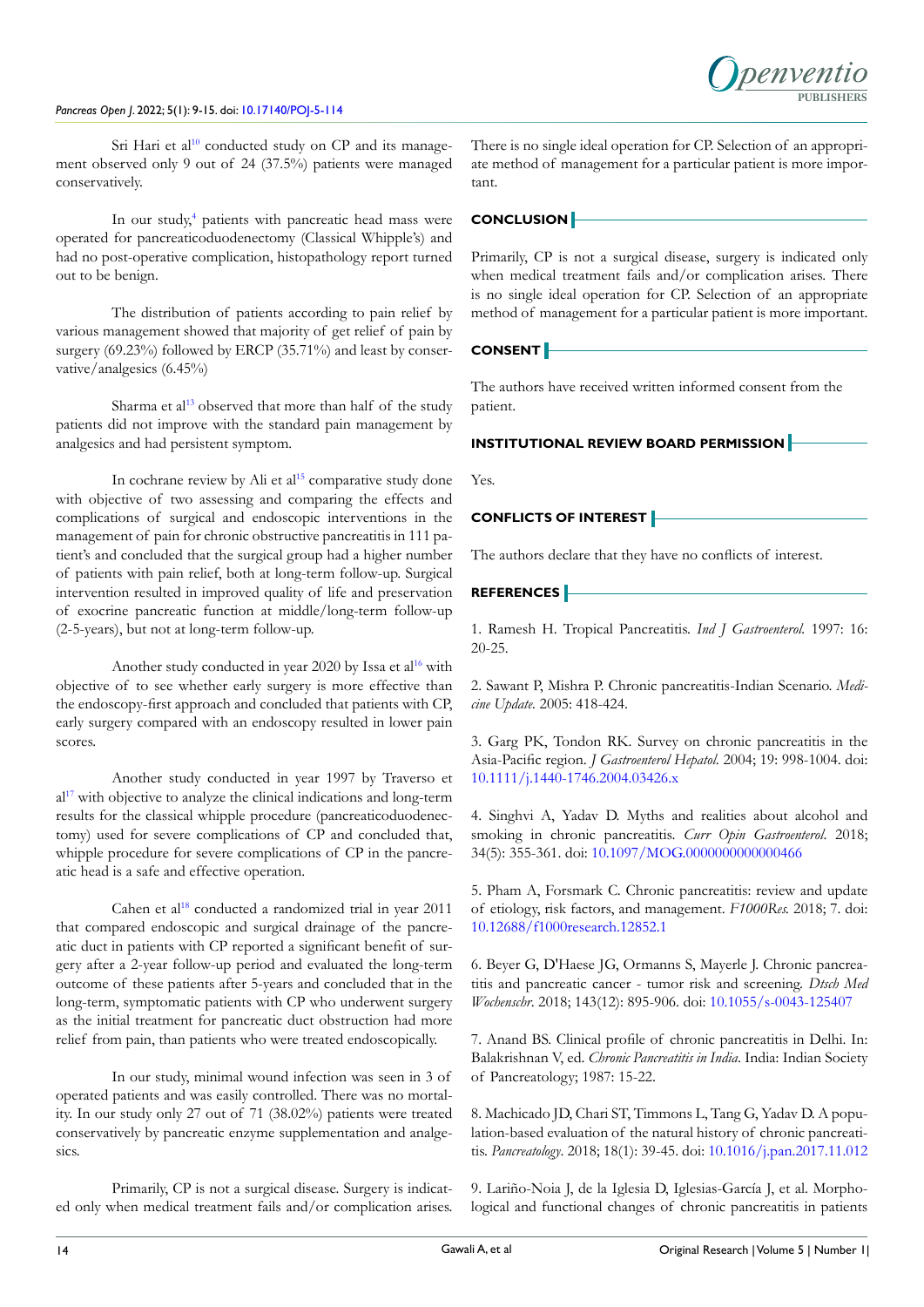Sri Hari et al[10] conducted study on CP and its management observed only 9 out of 24 (37.5%) patients were managed conservatively.

In our study,[4] patients with pancreatic head mass were operated for pancreaticoduodenectomy (Classical Whipple's) and had no post-operative complication, histopathology report turned out to be benign.

The distribution of patients according to pain relief by various management showed that majority of get relief of pain by surgery (69.23%) followed by ERCP (35.71%) and least by conservative/analgesics (6.45%)

Sharma et al[13] observed that more than half of the study patients did not improve with the standard pain management by analgesics and had persistent symptom.

In cochrane review by Ali et al[15] comparative study done with objective of two assessing and comparing the effects and complications of surgical and endoscopic interventions in the management of pain for chronic obstructive pancreatitis in 111 patient's and concluded that the surgical group had a higher number of patients with pain relief, both at long-term follow-up. Surgical intervention resulted in improved quality of life and preservation of exocrine pancreatic function at middle/long-term follow-up (2-5-years), but not at long-term follow-up.

Another study conducted in year 2020 by Issa et al[16] with objective of to see whether early surgery is more effective than the endoscopy-first approach and concluded that patients with CP, early surgery compared with an endoscopy resulted in lower pain scores.

Another study conducted in year 1997 by Traverso et al[17] with objective to analyze the clinical indications and long-term results for the classical whipple procedure (pancreaticoduodenectomy) used for severe complications of CP and concluded that, whipple procedure for severe complications of CP in the pancreatic head is a safe and effective operation.

Cahen et al[18] conducted a randomized trial in year 2011 that compared endoscopic and surgical drainage of the pancreatic duct in patients with CP reported a significant benefit of surgery after a 2-year follow-up period and evaluated the long-term outcome of these patients after 5-years and concluded that in the long-term, symptomatic patients with CP who underwent surgery as the initial treatment for pancreatic duct obstruction had more relief from pain, than patients who were treated endoscopically.

In our study, minimal wound infection was seen in 3 of operated patients and was easily controlled. There was no mortality. In our study only 27 out of 71 (38.02%) patients were treated conservatively by pancreatic enzyme supplementation and analgesics.

Primarily, CP is not a surgical disease. Surgery is indicated only when medical treatment fails and/or complication arises. There is no single ideal operation for CP. Selection of an appropriate method of management for a particular patient is more important.

## CONCLUSION

Primarily, CP is not a surgical disease, surgery is indicated only when medical treatment fails and/or complication arises. There is no single ideal operation for CP. Selection of an appropriate method of management for a particular patient is more important.

## CONSENT

The authors have received written informed consent from the patient.

## INSTITUTIONAL REVIEW BOARD PERMISSION

Yes.

## CONFLICTS OF INTEREST

The authors declare that they have no conflicts of interest.

## REFERENCES

1. Ramesh H. Tropical Pancreatitis. *Ind J Gastroenterol.* 1997: 16: 20-25.

2. Sawant P, Mishra P. Chronic pancreatitis-Indian Scenario. *Medicine Update.* 2005: 418-424.

3. Garg PK, Tondon RK. Survey on chronic pancreatitis in the Asia-Pacific region. *J Gastroenterol Hepatol.* 2004; 19: 998-1004. doi: 10.1111/j.1440-1746.2004.03426.x

4. Singhvi A, Yadav D. Myths and realities about alcohol and smoking in chronic pancreatitis. *Curr Opin Gastroenterol.* 2018; 34(5): 355-361. doi: 10.1097/MOG.0000000000000466

5. Pham A, Forsmark C. Chronic pancreatitis: review and update of etiology, risk factors, and management. *F1000Res.* 2018; 7. doi: 10.12688/f1000research.12852.1

6. Beyer G, D'Haese JG, Ormanns S, Mayerle J. Chronic pancreatitis and pancreatic cancer - tumor risk and screening. *Dtsch Med Wochenschr.* 2018; 143(12): 895-906. doi: 10.1055/s-0043-125407

7. Anand BS. Clinical profile of chronic pancreatitis in Delhi. In: Balakrishnan V, ed. *Chronic Pancreatitis in India.* India: Indian Society of Pancreatology; 1987: 15-22.

8. Machicado JD, Chari ST, Timmons L, Tang G, Yadav D. A population-based evaluation of the natural history of chronic pancreatitis. *Pancreatology.* 2018; 18(1): 39-45. doi: 10.1016/j.pan.2017.11.012

9. Lariño-Noia J, de la Iglesia D, Iglesias-García J, et al. Morphological and functional changes of chronic pancreatitis in patients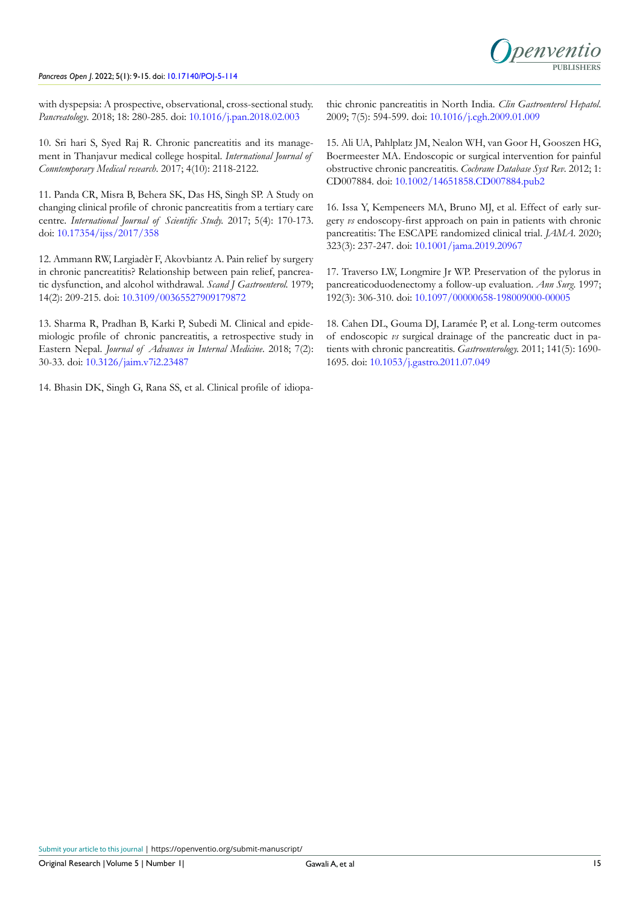with dyspepsia: A prospective, observational, cross-sectional study. *Pancreatology*. 2018; 18: 280-285. doi: 10.1016/j.pan.2018.02.003

10. Sri hari S, Syed Raj R. Chronic pancreatitis and its management in Thanjavur medical college hospital. *International Journal of Conntemporary Medical research*. 2017; 4(10): 2118-2122.

11. Panda CR, Misra B, Behera SK, Das HS, Singh SP. A Study on changing clinical profile of chronic pancreatitis from a tertiary care centre. *International Journal of Scientific Study.* 2017; 5(4): 170-173. doi: 10.17354/ijss/2017/358

12. Ammann RW, Largiadèr F, Akovbiantz A. Pain relief by surgery in chronic pancreatitis? Relationship between pain relief, pancreatic dysfunction, and alcohol withdrawal. *Scand J Gastroenterol.* 1979; 14(2): 209-215. doi: 10.3109/00365527909179872

13. Sharma R, Pradhan B, Karki P, Subedi M. Clinical and epidemiologic profile of chronic pancreatitis, a retrospective study in Eastern Nepal. *Journal of Advances in Internal Medicine*. 2018; 7(2): 30-33. doi: 10.3126/jaim.v7i2.23487

14. Bhasin DK, Singh G, Rana SS, et al. Clinical profile of idiopathic chronic pancreatitis in North India. *Clin Gastroenterol Hepatol*. 2009; 7(5): 594-599. doi: 10.1016/j.cgh.2009.01.009

15. Ali UA, Pahlplatz JM, Nealon WH, van Goor H, Gooszen HG, Boermeester MA. Endoscopic or surgical intervention for painful obstructive chronic pancreatitis. *Cochrane Database Syst Rev*. 2012; 1: CD007884. doi: 10.1002/14651858.CD007884.pub2

16. Issa Y, Kempeneers MA, Bruno MJ, et al. Effect of early surgery *vs* endoscopy-first approach on pain in patients with chronic pancreatitis: The ESCAPE randomized clinical trial. *JAMA*. 2020; 323(3): 237-247. doi: 10.1001/jama.2019.20967

17. Traverso LW, Longmire Jr WP. Preservation of the pylorus in pancreaticoduodenectomy a follow-up evaluation. *Ann Surg*. 1997; 192(3): 306-310. doi: 10.1097/00000658-198009000-00005

18. Cahen DL, Gouma DJ, Laramée P, et al. Long-term outcomes of endoscopic *vs* surgical drainage of the pancreatic duct in patients with chronic pancreatitis. *Gastroenterology.* 2011; 141(5): 1690-1695. doi: 10.1053/j.gastro.2011.07.049